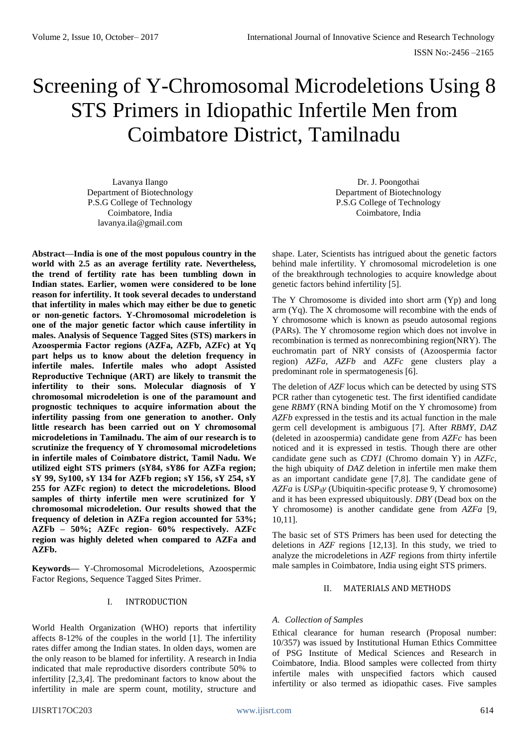# Screening of Y-Chromosomal Microdeletions Using 8 STS Primers in Idiopathic Infertile Men from Coimbatore District, Tamilnadu

Lavanya Ilango
Department of Biotechnology
P.S.G College of Technology
Coimbatore, India
lavanya.ila@gmail.com

Dr. J. Poongothai
Department of Biotechnology
P.S.G College of Technology
Coimbatore, India

**Abstract—India is one of the most populous country in the world with 2.5 as an average fertility rate. Nevertheless, the trend of fertility rate has been tumbling down in Indian states. Earlier, women were considered to be lone reason for infertility. It took several decades to understand that infertility in males which may either be due to genetic or non-genetic factors. Y-Chromosomal microdeletion is one of the major genetic factor which cause infertility in males. Analysis of Sequence Tagged Sites (STS) markers in Azoospermia Factor regions (AZFa, AZFb, AZFc) at Yq part helps us to know about the deletion frequency in infertile males. Infertile males who adopt Assisted Reproductive Technique (ART) are likely to transmit the infertility to their sons. Molecular diagnosis of Y chromosomal microdeletion is one of the paramount and prognostic techniques to acquire information about the infertility passing from one generation to another. Only little research has been carried out on Y chromosomal microdeletions in Tamilnadu. The aim of our research is to scrutinize the frequency of Y chromosomal microdeletions in infertile males of Coimbatore district, Tamil Nadu. We utilized eight STS primers (sY84, sY86 for AZFa region; sY 99, Sy100, sY 134 for AZFb region; sY 156, sY 254, sY 255 for AZFc region) to detect the microdeletions. Blood samples of thirty infertile men were scrutinized for Y chromosomal microdeletion. Our results showed that the frequency of deletion in AZFa region accounted for 53%; AZFb – 50%; AZFc region- 60% respectively. AZFc region was highly deleted when compared to AZFa and AZFb.**

**Keywords—** Y-Chromosomal Microdeletions, Azoospermic Factor Regions, Sequence Tagged Sites Primer.

## I. INTRODUCTION

World Health Organization (WHO) reports that infertility affects 8-12% of the couples in the world [1]. The infertility rates differ among the Indian states. In olden days, women are the only reason to be blamed for infertility. A research in India indicated that male reproductive disorders contribute 50% to infertility [2,3,4]. The predominant factors to know about the infertility in male are sperm count, motility, structure and shape. Later, Scientists has intrigued about the genetic factors behind male infertility. Y chromosomal microdeletion is one of the breakthrough technologies to acquire knowledge about genetic factors behind infertility [5].

The Y Chromosome is divided into short arm (Yp) and long arm (Yq). The X chromosome will recombine with the ends of Y chromosome which is known as pseudo autosomal regions (PARs). The Y chromosome region which does not involve in recombination is termed as nonrecombining region(NRY). The euchromatin part of NRY consists of (Azoospermia factor region) *AZFa*, *AZFb* and *AZFc* gene clusters play a predominant role in spermatogenesis [6].

The deletion of *AZF* locus which can be detected by using STS PCR rather than cytogenetic test. The first identified candidate gene *RBMY* (RNA binding Motif on the Y chromosome) from *AZFb* expressed in the testis and its actual function in the male germ cell development is ambiguous [7]. After *RBMY*, *DAZ* (deleted in azoospermia) candidate gene from *AZFc* has been noticed and it is expressed in testis. Though there are other candidate gene such as *CDY1* (Chromo domain Y) in *AZFc*, the high ubiquity of *DAZ* deletion in infertile men make them as an important candidate gene [7,8]. The candidate gene of *AZFa* is *USP9y* (Ubiquitin-specific protease 9, Y chromosome) and it has been expressed ubiquitously. *DBY* (Dead box on the Y chromosome) is another candidate gene from *AZFa* [9, 10,11].

The basic set of STS Primers has been used for detecting the deletions in *AZF* regions [12,13]. In this study, we tried to analyze the microdeletions in *AZF* regions from thirty infertile male samples in Coimbatore, India using eight STS primers.

## II. MATERIALS AND METHODS

### A. Collection of Samples

Ethical clearance for human research (Proposal number: 10/357) was issued by Institutional Human Ethics Committee of PSG Institute of Medical Sciences and Research in Coimbatore, India. Blood samples were collected from thirty infertile males with unspecified factors which caused infertility or also termed as idiopathic cases. Five samples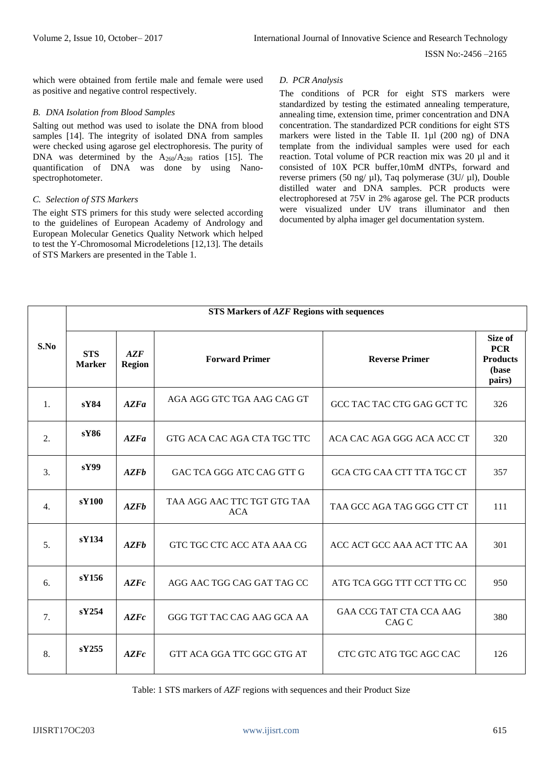which were obtained from fertile male and female were used as positive and negative control respectively.

### *B. DNA Isolation from Blood Samples*

Salting out method was used to isolate the DNA from blood samples [14]. The integrity of isolated DNA from samples were checked using agarose gel electrophoresis. The purity of DNA was determined by the $A_{260}/A_{280}$ ratios [15]. The quantification of DNA was done by using Nano-spectrophotometer.

### *C. Selection of STS Markers*

The eight STS primers for this study were selected according to the guidelines of European Academy of Andrology and European Molecular Genetics Quality Network which helped to test the Y-Chromosomal Microdeletions [12,13]. The details of STS Markers are presented in the Table 1.

### *D. PCR Analysis*

The conditions of PCR for eight STS markers were standardized by testing the estimated annealing temperature, annealing time, extension time, primer concentration and DNA concentration. The standardized PCR conditions for eight STS markers were listed in the Table II. 1µl (200 ng) of DNA template from the individual samples were used for each reaction. Total volume of PCR reaction mix was 20 µl and it consisted of 10X PCR buffer,10mM dNTPs, forward and reverse primers (50 ng/ µl), Taq polymerase (3U/ µl), Double distilled water and DNA samples. PCR products were electrophoresed at 75V in 2% agarose gel. The PCR products were visualized under UV trans illuminator and then documented by alpha imager gel documentation system.

| S.No | STS Markers of *AZF* Regions with sequences | | | | |
|---|---|---|---|---|---|
| | **STS Marker** | ***AZF* Region** | **Forward Primer** | **Reverse Primer** | **Size of PCR Products (base pairs)** |
| 1. | **sY84** | ***AZFa*** | AGA AGG GTC TGA AAG CAG GT | GCC TAC TAC CTG GAG GCT TC | 326 |
| 2. | **sY86** | ***AZFa*** | GTG ACA CAC AGA CTA TGC TTC | ACA CAC AGA GGG ACA ACC CT | 320 |
| 3. | **sY99** | ***AZFb*** | GAC TCA GGG ATC CAG GTT G | GCA CTG CAA CTT TTA TGC CT | 357 |
| 4. | **sY100** | ***AZFb*** | TAA AGG AAC TTC TGT GTG TAA ACA | TAA GCC AGA TAG GGG CTT CT | 111 |
| 5. | **sY134** | ***AZFb*** | GTC TGC CTC ACC ATA AAA CG | ACC ACT GCC AAA ACT TTC AA | 301 |
| 6. | **sY156** | ***AZFc*** | AGG AAC TGG CAG GAT TAG CC | ATG TCA GGG TTT CCT TTG CC | 950 |
| 7. | **sY254** | ***AZFc*** | GGG TGT TAC CAG AAG GCA AA | GAA CCG TAT CTA CCA AAG CAG C | 380 |
| 8. | **sY255** | ***AZFc*** | GTT ACA GGA TTC GGC GTG AT | CTC GTC ATG TGC AGC CAC | 126 |

Table: 1 STS markers of *AZF* regions with sequences and their Product Size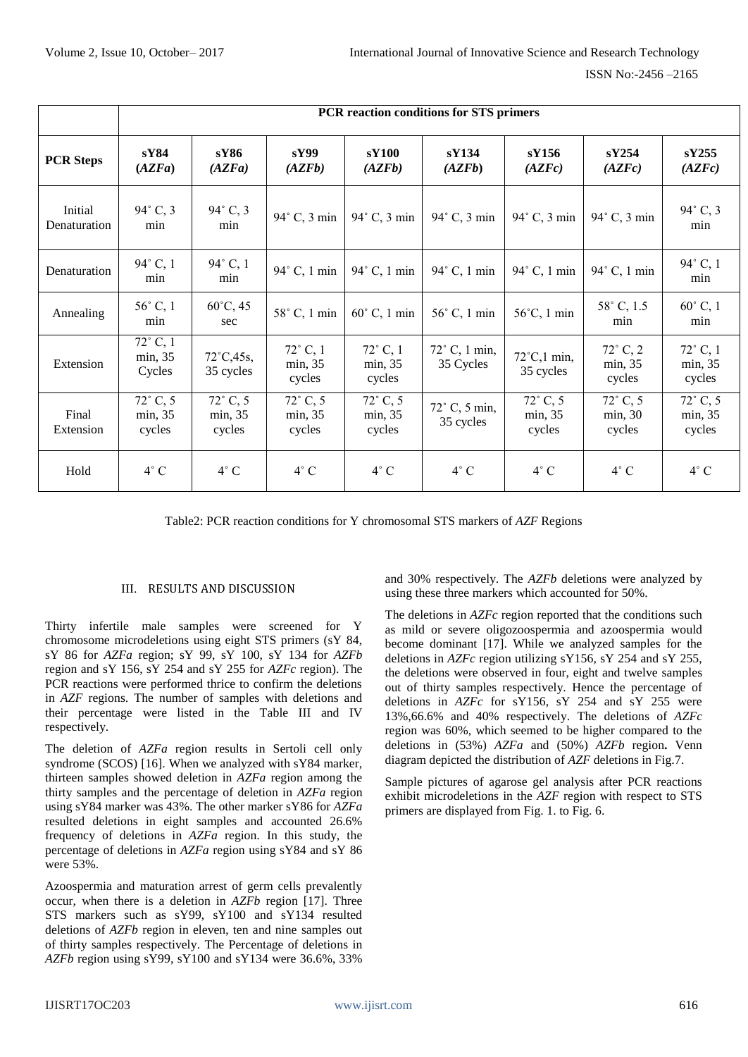| | PCR reaction conditions for STS primers | | | | | | | |
|---|---|---|---|---|---|---|---|---|
| **PCR Steps** | **sY84 (*AZFa*)** | **sY86 (*AZFa*)** | **sY99 (*AZFb*)** | **sY100 (*AZFb*)** | **sY134 (*AZFb*)** | **sY156 (*AZFc*)** | **sY254 (*AZFc*)** | **sY255 (*AZFc*)** |
| Initial Denaturation | 94˚ C, 3 min | 94˚ C, 3 min | 94˚ C, 3 min | 94˚ C, 3 min | 94˚ C, 3 min | 94˚ C, 3 min | 94˚ C, 3 min | 94˚ C, 3 min |
| Denaturation | 94˚ C, 1 min | 94˚ C, 1 min | 94˚ C, 1 min | 94˚ C, 1 min | 94˚ C, 1 min | 94˚ C, 1 min | 94˚ C, 1 min | 94˚ C, 1 min |
| Annealing | 56˚ C, 1 min | 60˚C, 45 sec | 58˚ C, 1 min | 60˚ C, 1 min | 56˚ C, 1 min | 56˚C, 1 min | 58˚ C, 1.5 min | 60˚ C, 1 min |
| Extension | 72˚ C, 1 min, 35 Cycles | 72˚C,45s, 35 cycles | 72˚ C, 1 min, 35 cycles | 72˚ C, 1 min, 35 cycles | 72˚ C, 1 min, 35 Cycles | 72˚C,1 min, 35 cycles | 72˚ C, 2 min, 35 cycles | 72˚ C, 1 min, 35 cycles |
| Final Extension | 72˚ C, 5 min, 35 cycles | 72˚ C, 5 min, 35 cycles | 72˚ C, 5 min, 35 cycles | 72˚ C, 5 min, 35 cycles | 72˚ C, 5 min, 35 cycles | 72˚ C, 5 min, 35 cycles | 72˚ C, 5 min, 30 cycles | 72˚ C, 5 min, 35 cycles |
| Hold | 4˚ C | 4˚ C | 4˚ C | 4˚ C | 4˚ C | 4˚ C | 4˚ C | 4˚ C |

Table2: PCR reaction conditions for Y chromosomal STS markers of *AZF* Regions

## III. RESULTS AND DISCUSSION

Thirty infertile male samples were screened for Y chromosome microdeletions using eight STS primers (sY 84, sY 86 for *AZFa* region; sY 99, sY 100, sY 134 for *AZFb* region and sY 156, sY 254 and sY 255 for *AZFc* region). The PCR reactions were performed thrice to confirm the deletions in *AZF* regions. The number of samples with deletions and their percentage were listed in the Table III and IV respectively.

The deletion of *AZFa* region results in Sertoli cell only syndrome (SCOS) [16]. When we analyzed with sY84 marker, thirteen samples showed deletion in *AZFa* region among the thirty samples and the percentage of deletion in *AZFa* region using sY84 marker was 43%. The other marker sY86 for *AZFa* resulted deletions in eight samples and accounted 26.6% frequency of deletions in *AZFa* region. In this study, the percentage of deletions in *AZFa* region using sY84 and sY 86 were 53%.

Azoospermia and maturation arrest of germ cells prevalently occur, when there is a deletion in *AZFb* region [17]. Three STS markers such as sY99, sY100 and sY134 resulted deletions of *AZFb* region in eleven, ten and nine samples out of thirty samples respectively. The Percentage of deletions in *AZFb* region using sY99, sY100 and sY134 were 36.6%, 33% and 30% respectively. The *AZFb* deletions were analyzed by using these three markers which accounted for 50%.

The deletions in *AZFc* region reported that the conditions such as mild or severe oligozoospermia and azoospermia would become dominant [17]. While we analyzed samples for the deletions in *AZFc* region utilizing sY156, sY 254 and sY 255, the deletions were observed in four, eight and twelve samples out of thirty samples respectively. Hence the percentage of deletions in *AZFc* for sY156, sY 254 and sY 255 were 13%,66.6% and 40% respectively. The deletions of *AZFc* region was 60%, which seemed to be higher compared to the deletions in (53%) *AZFa* and (50%) *AZFb* region**.** Venn diagram depicted the distribution of *AZF* deletions in Fig.7.

Sample pictures of agarose gel analysis after PCR reactions exhibit microdeletions in the *AZF* region with respect to STS primers are displayed from Fig. 1. to Fig. 6.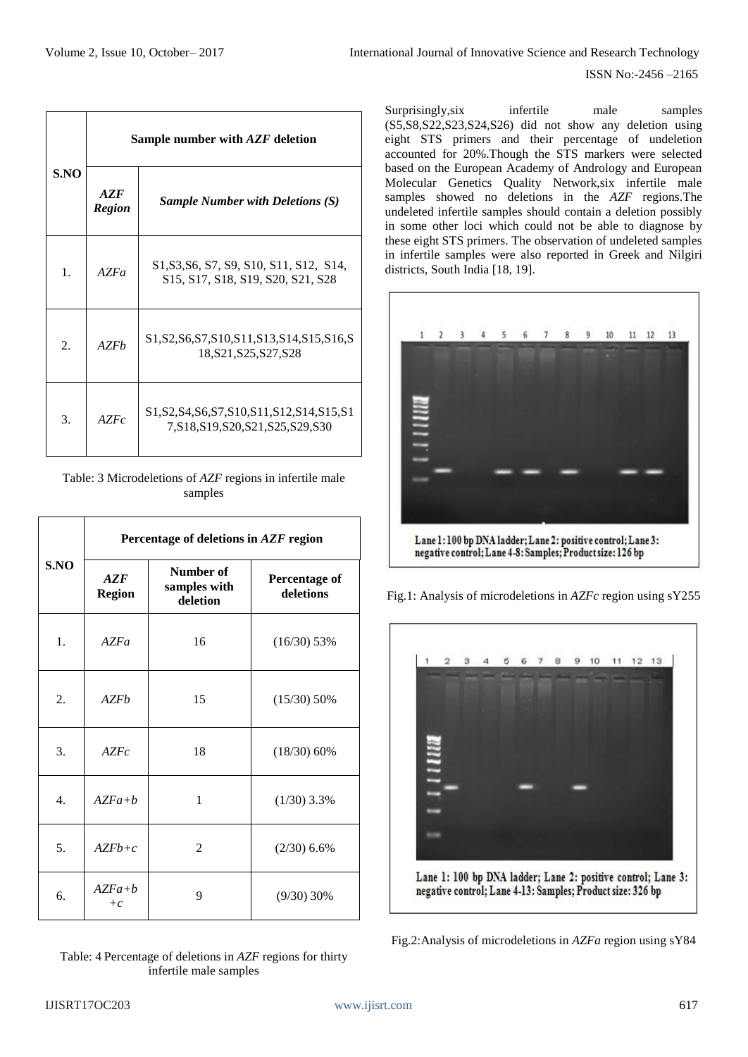| S.NO | Sample number with *AZF* deletion | |
|---|---|---|
| | ***AZF Region*** | ***Sample Number with Deletions (S)*** |
| 1. | *AZFa* | S1,S3,S6, S7, S9, S10, S11, S12, S14, S15, S17, S18, S19, S20, S21, S28 |
| 2. | *AZFb* | S1,S2,S6,S7,S10,S11,S13,S14,S15,S16,S18,S21,S25,S27,S28 |
| 3. | *AZFc* | S1,S2,S4,S6,S7,S10,S11,S12,S14,S15,S17,S18,S19,S20,S21,S25,S29,S30 |

Table: 3 Microdeletions of *AZF* regions in infertile male samples

| S.NO | Percentage of deletions in *AZF* region | | |
|---|---|---|---|
| | ***AZF* Region** | **Number of samples with deletion** | **Percentage of deletions** |
| 1. | *AZFa* | 16 | (16/30) 53% |
| 2. | *AZFb* | 15 | (15/30) 50% |
| 3. | *AZFc* | 18 | (18/30) 60% |
| 4. | *AZFa+b* | 1 | (1/30) 3.3% |
| 5. | *AZFb+c* | 2 | (2/30) 6.6% |
| 6. | *AZFa+b +c* | 9 | (9/30) 30% |

Table: 4 Percentage of deletions in *AZF* regions for thirty infertile male samples

Surprisingly,six infertile male samples (S5,S8,S22,S23,S24,S26) did not show any deletion using eight STS primers and their percentage of undeletion accounted for 20%.Though the STS markers were selected based on the European Academy of Andrology and European Molecular Genetics Quality Network,six infertile male samples showed no deletions in the *AZF* regions.The undeleted infertile samples should contain a deletion possibly in some other loci which could not be able to diagnose by these eight STS primers. The observation of undeleted samples in infertile samples were also reported in Greek and Nilgiri districts, South India [18, 19].

Lane 1: 100 bp DNA ladder; Lane 2: positive control; Lane 3: negative control; Lane 4-8: Samples; Product size: 126 bp

Fig.1: Analysis of microdeletions in *AZFc* region using sY255

Lane 1: 100 bp DNA ladder; Lane 2: positive control; Lane 3: negative control; Lane 4-13: Samples; Product size: 326 bp

Fig.2:Analysis of microdeletions in *AZFa* region using sY84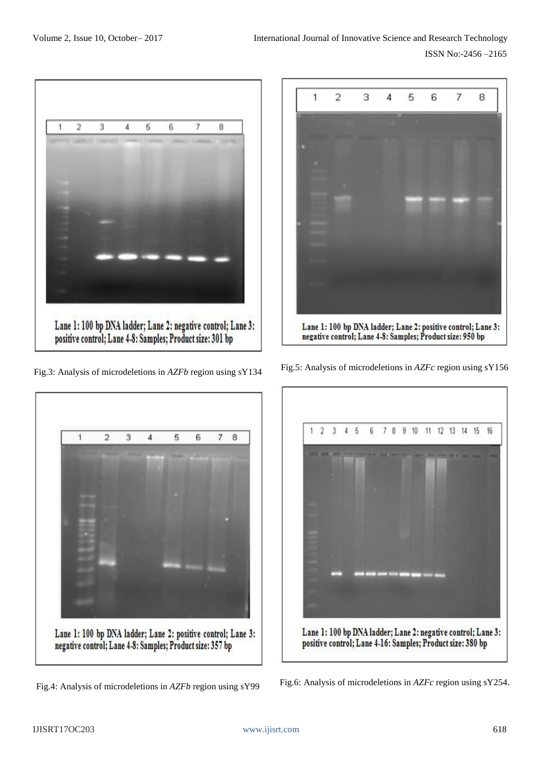Lane 1: 100 bp DNA ladder; Lane 2: negative control; Lane 3: positive control; Lane 4-8: Samples; Product size: 301 bp

Fig.3: Analysis of microdeletions in *AZFb* region using sY134

Lane 1: 100 bp DNA ladder; Lane 2: positive control; Lane 3: negative control; Lane 4-8: Samples; Product size: 950 bp

Fig.5: Analysis of microdeletions in *AZFc* region using sY156

Lane 1: 100 bp DNA ladder; Lane 2: positive control; Lane 3: negative control; Lane 4-8: Samples; Product size: 357 bp

Fig.4: Analysis of microdeletions in *AZFb* region using sY99

Lane 1: 100 bp DNA ladder; Lane 2: negative control; Lane 3: positive control; Lane 4-16: Samples; Product size: 380 bp

Fig.6: Analysis of microdeletions in *AZFc* region using sY254.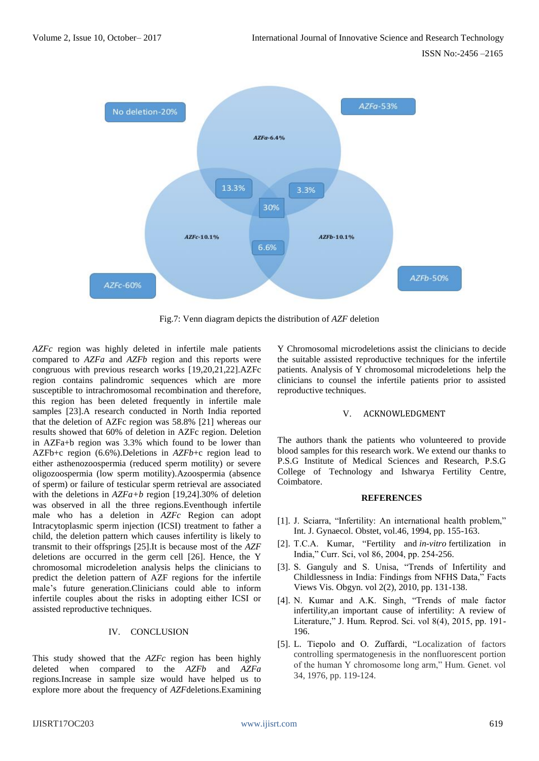Fig.7: Venn diagram depicts the distribution of *AZF* deletion

*AZFc* region was highly deleted in infertile male patients compared to *AZFa* and *AZFb* region and this reports were congruous with previous research works [19,20,21,22].AZFc region contains palindromic sequences which are more susceptible to intrachromosomal recombination and therefore, this region has been deleted frequently in infertile male samples [23].A research conducted in North India reported that the deletion of AZFc region was 58.8% [21] whereas our results showed that 60% of deletion in AZFc region. Deletion in AZFa+b region was 3.3% which found to be lower than AZFb+c region (6.6%).Deletions in *AZFb*+c region lead to either asthenozoospermia (reduced sperm motility) or severe oligozoospermia (low sperm motility).Azoospermia (absence of sperm) or failure of testicular sperm retrieval are associated with the deletions in *AZFa+b* region [19,24].30% of deletion was observed in all the three regions.Eventhough infertile male who has a deletion in *AZFc* Region can adopt Intracytoplasmic sperm injection (ICSI) treatment to father a child, the deletion pattern which causes infertility is likely to transmit to their offsprings [25].It is because most of the *AZF* deletions are occurred in the germ cell [26]. Hence, the Y chromosomal microdeletion analysis helps the clinicians to predict the deletion pattern of AZF regions for the infertile male's future generation.Clinicians could able to inform infertile couples about the risks in adopting either ICSI or assisted reproductive techniques.

## IV. CONCLUSION

This study showed that the *AZFc* region has been highly deleted when compared to the *AZFb* and *AZFa* regions.Increase in sample size would have helped us to explore more about the frequency of *AZF*deletions.Examining Y Chromosomal microdeletions assist the clinicians to decide the suitable assisted reproductive techniques for the infertile patients. Analysis of Y chromosomal microdeletions help the clinicians to counsel the infertile patients prior to assisted reproductive techniques.

## V. ACKNOWLEDGMENT

The authors thank the patients who volunteered to provide blood samples for this research work. We extend our thanks to P.S.G Institute of Medical Sciences and Research, P.S.G College of Technology and Ishwarya Fertility Centre, Coimbatore.

## REFERENCES

[1]. J. Sciarra, "Infertility: An international health problem," Int. J. Gynaecol. Obstet, vol.46, 1994, pp. 155-163.

[2]. T.C.A. Kumar, "Fertility and *in-vitro* fertilization in India," Curr. Sci, vol 86, 2004, pp. 254-256.

[3]. S. Ganguly and S. Unisa, "Trends of Infertility and Childlessness in India: Findings from NFHS Data," Facts Views Vis. Obgyn. vol 2(2), 2010, pp. 131-138.

[4]. N. Kumar and A.K. Singh, "Trends of male factor infertility,an important cause of infertility: A review of Literature," J. Hum. Reprod. Sci. vol 8(4), 2015, pp. 191-196.

[5]. L. Tiepolo and O. Zuffardi, "Localization of factors controlling spermatogenesis in the nonfluorescent portion of the human Y chromosome long arm," Hum. Genet. vol 34, 1976, pp. 119-124.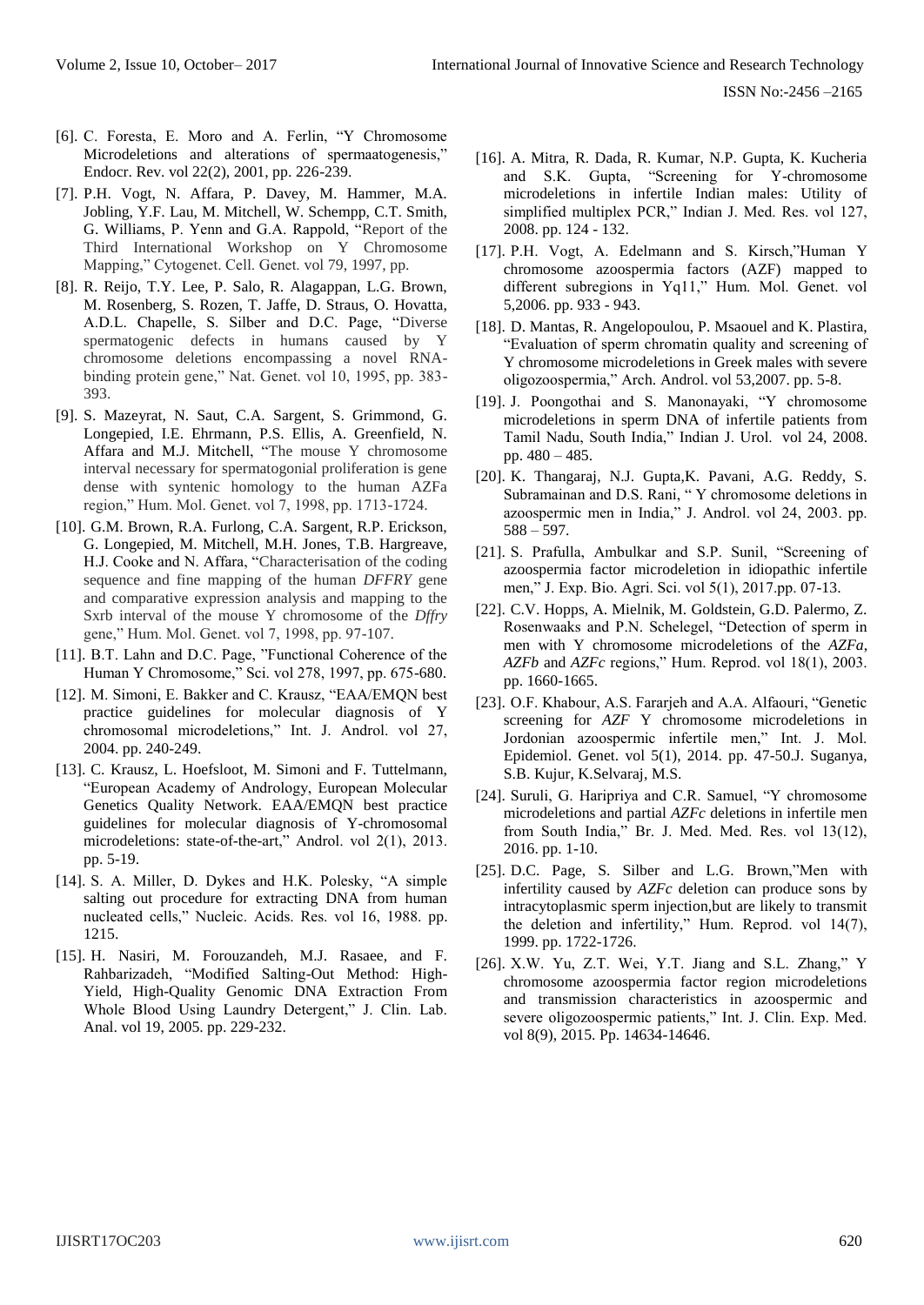[6]. C. Foresta, E. Moro and A. Ferlin, "Y Chromosome Microdeletions and alterations of spermaatogenesis," Endocr. Rev. vol 22(2), 2001, pp. 226-239.

[7]. P.H. Vogt, N. Affara, P. Davey, M. Hammer, M.A. Jobling, Y.F. Lau, M. Mitchell, W. Schempp, C.T. Smith, G. Williams, P. Yenn and G.A. Rappold, "Report of the Third International Workshop on Y Chromosome Mapping," Cytogenet. Cell. Genet. vol 79, 1997, pp.

[8]. R. Reijo, T.Y. Lee, P. Salo, R. Alagappan, L.G. Brown, M. Rosenberg, S. Rozen, T. Jaffe, D. Straus, O. Hovatta, A.D.L. Chapelle, S. Silber and D.C. Page, "Diverse spermatogenic defects in humans caused by Y chromosome deletions encompassing a novel RNA-binding protein gene," Nat. Genet. vol 10, 1995, pp. 383-393.

[9]. S. Mazeyrat, N. Saut, C.A. Sargent, S. Grimmond, G. Longepied, I.E. Ehrmann, P.S. Ellis, A. Greenfield, N. Affara and M.J. Mitchell, "The mouse Y chromosome interval necessary for spermatogonial proliferation is gene dense with syntenic homology to the human AZFa region," Hum. Mol. Genet. vol 7, 1998, pp. 1713-1724.

[10]. G.M. Brown, R.A. Furlong, C.A. Sargent, R.P. Erickson, G. Longepied, M. Mitchell, M.H. Jones, T.B. Hargreave, H.J. Cooke and N. Affara, "Characterisation of the coding sequence and fine mapping of the human *DFFRY* gene and comparative expression analysis and mapping to the Sxrb interval of the mouse Y chromosome of the *Dffry* gene," Hum. Mol. Genet. vol 7, 1998, pp. 97-107.

[11]. B.T. Lahn and D.C. Page, "Functional Coherence of the Human Y Chromosome," Sci. vol 278, 1997, pp. 675-680.

[12]. M. Simoni, E. Bakker and C. Krausz, "EAA/EMQN best practice guidelines for molecular diagnosis of Y chromosomal microdeletions," Int. J. Androl. vol 27, 2004. pp. 240-249.

[13]. C. Krausz, L. Hoefsloot, M. Simoni and F. Tuttelmann, "European Academy of Andrology, European Molecular Genetics Quality Network. EAA/EMQN best practice guidelines for molecular diagnosis of Y-chromosomal microdeletions: state-of-the-art," Androl. vol 2(1), 2013. pp. 5-19.

[14]. S. A. Miller, D. Dykes and H.K. Polesky, "A simple salting out procedure for extracting DNA from human nucleated cells," Nucleic. Acids. Res. vol 16, 1988. pp. 1215.

[15]. H. Nasiri, M. Forouzandeh, M.J. Rasaee, and F. Rahbarizadeh, "Modified Salting-Out Method: High-Yield, High-Quality Genomic DNA Extraction From Whole Blood Using Laundry Detergent," J. Clin. Lab. Anal. vol 19, 2005. pp. 229-232.

[16]. A. Mitra, R. Dada, R. Kumar, N.P. Gupta, K. Kucheria and S.K. Gupta, "Screening for Y-chromosome microdeletions in infertile Indian males: Utility of simplified multiplex PCR," Indian J. Med. Res. vol 127, 2008. pp. 124 - 132.

[17]. P.H. Vogt, A. Edelmann and S. Kirsch,"Human Y chromosome azoospermia factors (AZF) mapped to different subregions in Yq11," Hum. Mol. Genet. vol 5,2006. pp. 933 - 943.

[18]. D. Mantas, R. Angelopoulou, P. Msaouel and K. Plastira, "Evaluation of sperm chromatin quality and screening of Y chromosome microdeletions in Greek males with severe oligozoospermia," Arch. Androl. vol 53,2007. pp. 5-8.

[19]. J. Poongothai and S. Manonayaki, "Y chromosome microdeletions in sperm DNA of infertile patients from Tamil Nadu, South India," Indian J. Urol. vol 24, 2008. pp. 480 – 485.

[20]. K. Thangaraj, N.J. Gupta,K. Pavani, A.G. Reddy, S. Subramainan and D.S. Rani, " Y chromosome deletions in azoospermic men in India," J. Androl. vol 24, 2003. pp. 588 – 597.

[21]. S. Prafulla, Ambulkar and S.P. Sunil, "Screening of azoospermia factor microdeletion in idiopathic infertile men," J. Exp. Bio. Agri. Sci. vol 5(1), 2017.pp. 07-13.

[22]. C.V. Hopps, A. Mielnik, M. Goldstein, G.D. Palermo, Z. Rosenwaaks and P.N. Schelegel, "Detection of sperm in men with Y chromosome microdeletions of the *AZFa*, *AZFb* and *AZFc* regions," Hum. Reprod. vol 18(1), 2003. pp. 1660-1665.

[23]. O.F. Khabour, A.S. Fararjeh and A.A. Alfaouri, "Genetic screening for *AZF* Y chromosome microdeletions in Jordonian azoospermic infertile men," Int. J. Mol. Epidemiol. Genet. vol 5(1), 2014. pp. 47-50.J. Suganya, S.B. Kujur, K.Selvaraj, M.S.

[24]. Suruli, G. Haripriya and C.R. Samuel, "Y chromosome microdeletions and partial *AZFc* deletions in infertile men from South India," Br. J. Med. Med. Res. vol 13(12), 2016. pp. 1-10.

[25]. D.C. Page, S. Silber and L.G. Brown,"Men with infertility caused by *AZFc* deletion can produce sons by intracytoplasmic sperm injection,but are likely to transmit the deletion and infertility," Hum. Reprod. vol 14(7), 1999. pp. 1722-1726.

[26]. X.W. Yu, Z.T. Wei, Y.T. Jiang and S.L. Zhang," Y chromosome azoospermia factor region microdeletions and transmission characteristics in azoospermic and severe oligozoospermic patients," Int. J. Clin. Exp. Med. vol 8(9), 2015. Pp. 14634-14646.